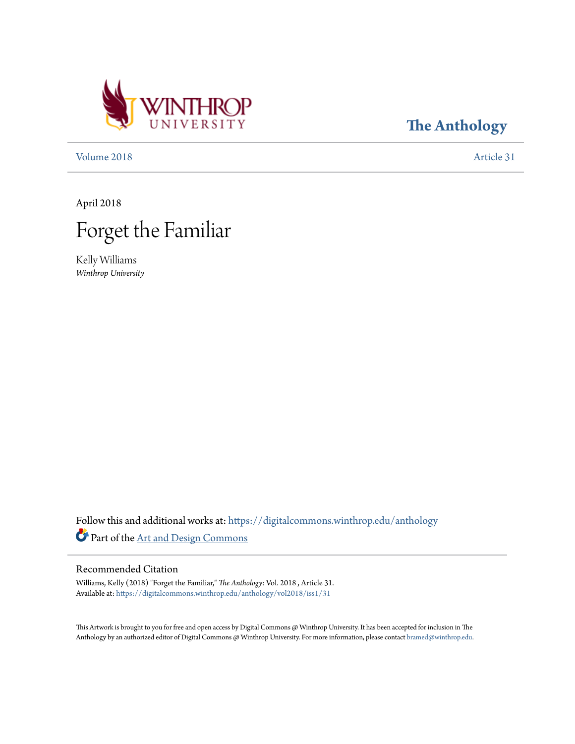Winthrop University

# The Anthology

Volume 2018 | Article 31

April 2018

# Forget the Familiar

Kelly Williams
*Winthrop University*

Follow this and additional works at: https://digitalcommons.winthrop.edu/anthology

Part of the Art and Design Commons

## Recommended Citation

Williams, Kelly (2018) "Forget the Familiar," *The Anthology*: Vol. 2018 , Article 31.
Available at: https://digitalcommons.winthrop.edu/anthology/vol2018/iss1/31

This Artwork is brought to you for free and open access by Digital Commons @ Winthrop University. It has been accepted for inclusion in The Anthology by an authorized editor of Digital Commons @ Winthrop University. For more information, please contact bramed@winthrop.edu.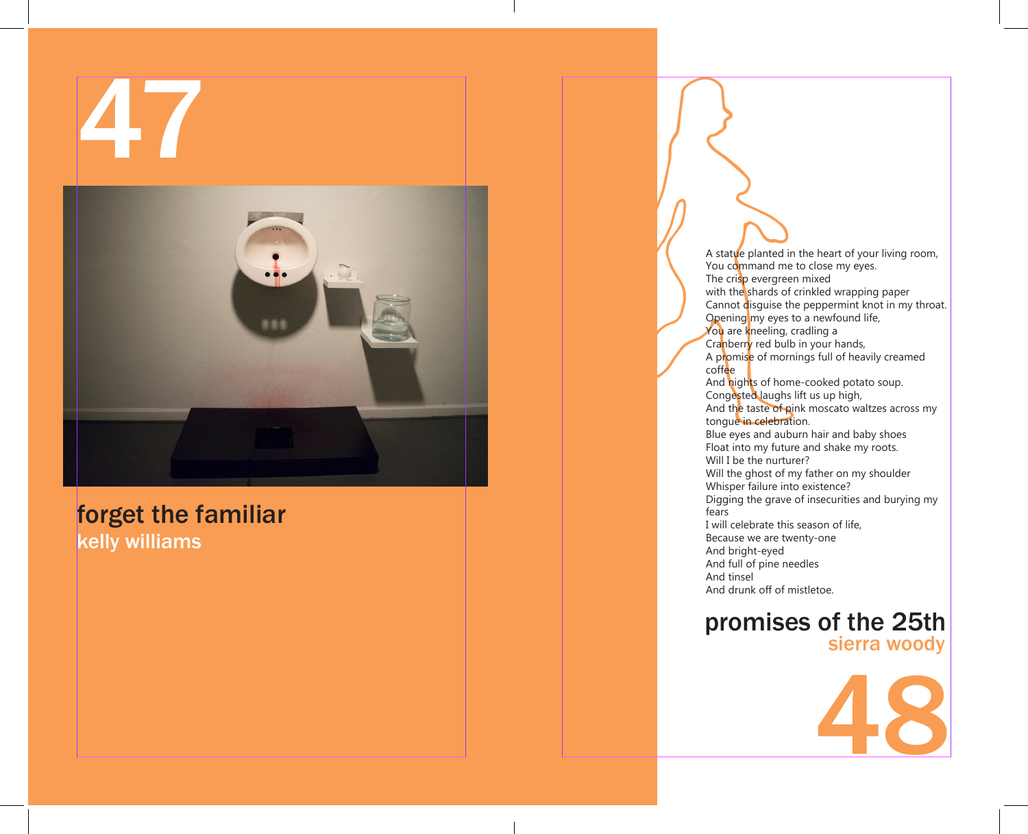## forget the familiar

kelly williams

A statue planted in the heart of your living room,
You command me to close my eyes.
The crisp evergreen mixed
with the shards of crinkled wrapping paper
Cannot disguise the peppermint knot in my throat.
Opening my eyes to a newfound life,
You are kneeling, cradling a
Cranberry red bulb in your hands,
A promise of mornings full of heavily creamed coffee
And nights of home-cooked potato soup.
Congested laughs lift us up high,
And the taste of pink moscato waltzes across my tongue in celebration.
Blue eyes and auburn hair and baby shoes
Float into my future and shake my roots.
Will I be the nurturer?
Will the ghost of my father on my shoulder
Whisper failure into existence?
Digging the grave of insecurities and burying my fears
I will celebrate this season of life,
Because we are twenty-one
And bright-eyed
And full of pine needles
And tinsel
And drunk off of mistletoe.

## promises of the 25th

sierra woody